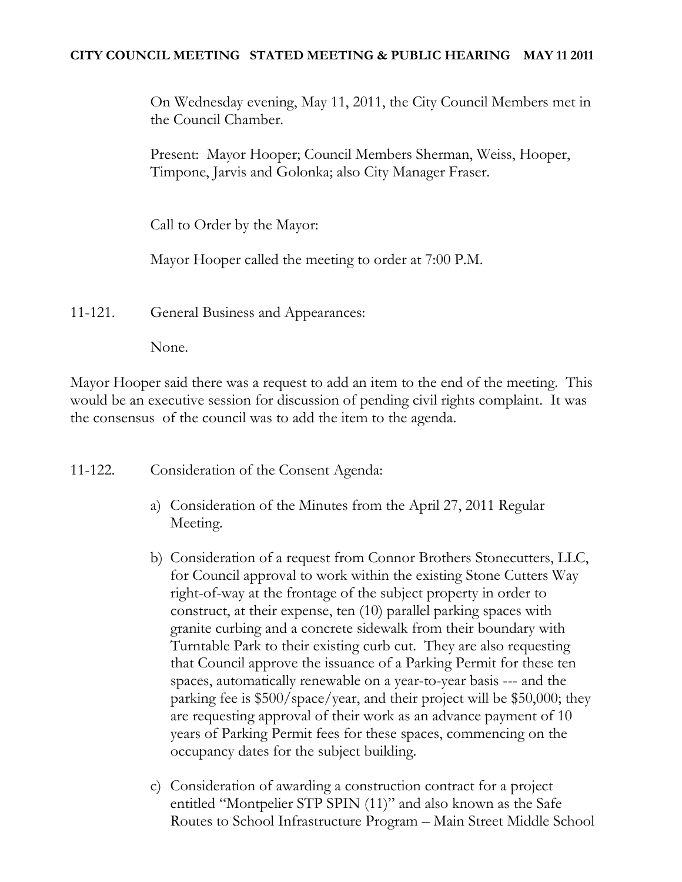**CITY COUNCIL MEETING STATED MEETING & PUBLIC HEARING MAY 11 2011**

On Wednesday evening, May 11, 2011, the City Council Members met in the Council Chamber.

Present: Mayor Hooper; Council Members Sherman, Weiss, Hooper, Timpone, Jarvis and Golonka; also City Manager Fraser.

Call to Order by the Mayor:

Mayor Hooper called the meeting to order at 7:00 P.M.

11-121. General Business and Appearances:

None.

Mayor Hooper said there was a request to add an item to the end of the meeting. This would be an executive session for discussion of pending civil rights complaint. It was the consensus of the council was to add the item to the agenda.

11-122. Consideration of the Consent Agenda:

a) Consideration of the Minutes from the April 27, 2011 Regular Meeting.

b) Consideration of a request from Connor Brothers Stonecutters, LLC, for Council approval to work within the existing Stone Cutters Way right-of-way at the frontage of the subject property in order to construct, at their expense, ten (10) parallel parking spaces with granite curbing and a concrete sidewalk from their boundary with Turntable Park to their existing curb cut. They are also requesting that Council approve the issuance of a Parking Permit for these ten spaces, automatically renewable on a year-to-year basis --- and the parking fee is $500/space/year, and their project will be $50,000; they are requesting approval of their work as an advance payment of 10 years of Parking Permit fees for these spaces, commencing on the occupancy dates for the subject building.

c) Consideration of awarding a construction contract for a project entitled "Montpelier STP SPIN (11)" and also known as the Safe Routes to School Infrastructure Program – Main Street Middle School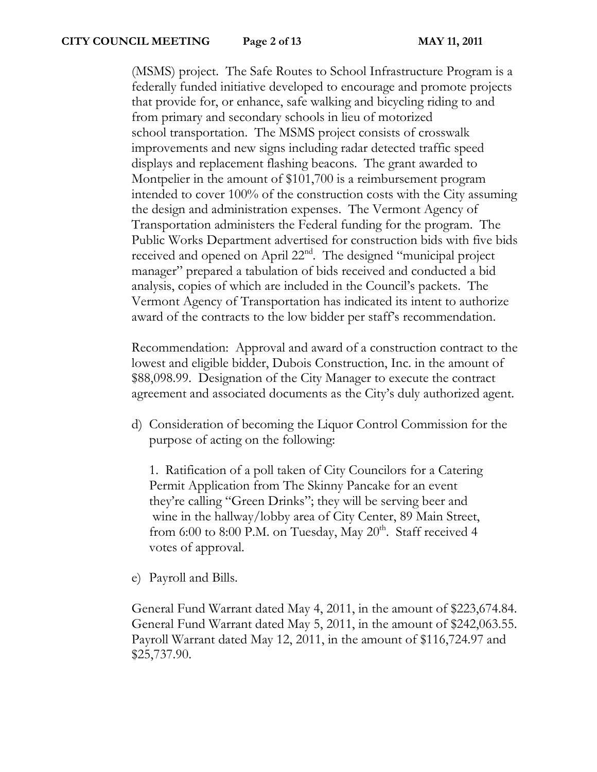(MSMS) project. The Safe Routes to School Infrastructure Program is a federally funded initiative developed to encourage and promote projects that provide for, or enhance, safe walking and bicycling riding to and from primary and secondary schools in lieu of motorized school transportation. The MSMS project consists of crosswalk improvements and new signs including radar detected traffic speed displays and replacement flashing beacons. The grant awarded to Montpelier in the amount of $101,700 is a reimbursement program intended to cover 100% of the construction costs with the City assuming the design and administration expenses. The Vermont Agency of Transportation administers the Federal funding for the program. The Public Works Department advertised for construction bids with five bids received and opened on April 22nd. The designed "municipal project manager" prepared a tabulation of bids received and conducted a bid analysis, copies of which are included in the Council's packets. The Vermont Agency of Transportation has indicated its intent to authorize award of the contracts to the low bidder per staff's recommendation.

Recommendation: Approval and award of a construction contract to the lowest and eligible bidder, Dubois Construction, Inc. in the amount of $88,098.99. Designation of the City Manager to execute the contract agreement and associated documents as the City's duly authorized agent.

d) Consideration of becoming the Liquor Control Commission for the purpose of acting on the following:

   1. Ratification of a poll taken of City Councilors for a Catering Permit Application from The Skinny Pancake for an event they're calling "Green Drinks"; they will be serving beer and wine in the hallway/lobby area of City Center, 89 Main Street, from 6:00 to 8:00 P.M. on Tuesday, May 20th. Staff received 4 votes of approval.

e) Payroll and Bills.

General Fund Warrant dated May 4, 2011, in the amount of $223,674.84.
General Fund Warrant dated May 5, 2011, in the amount of $242,063.55.
Payroll Warrant dated May 12, 2011, in the amount of $116,724.97 and $25,737.90.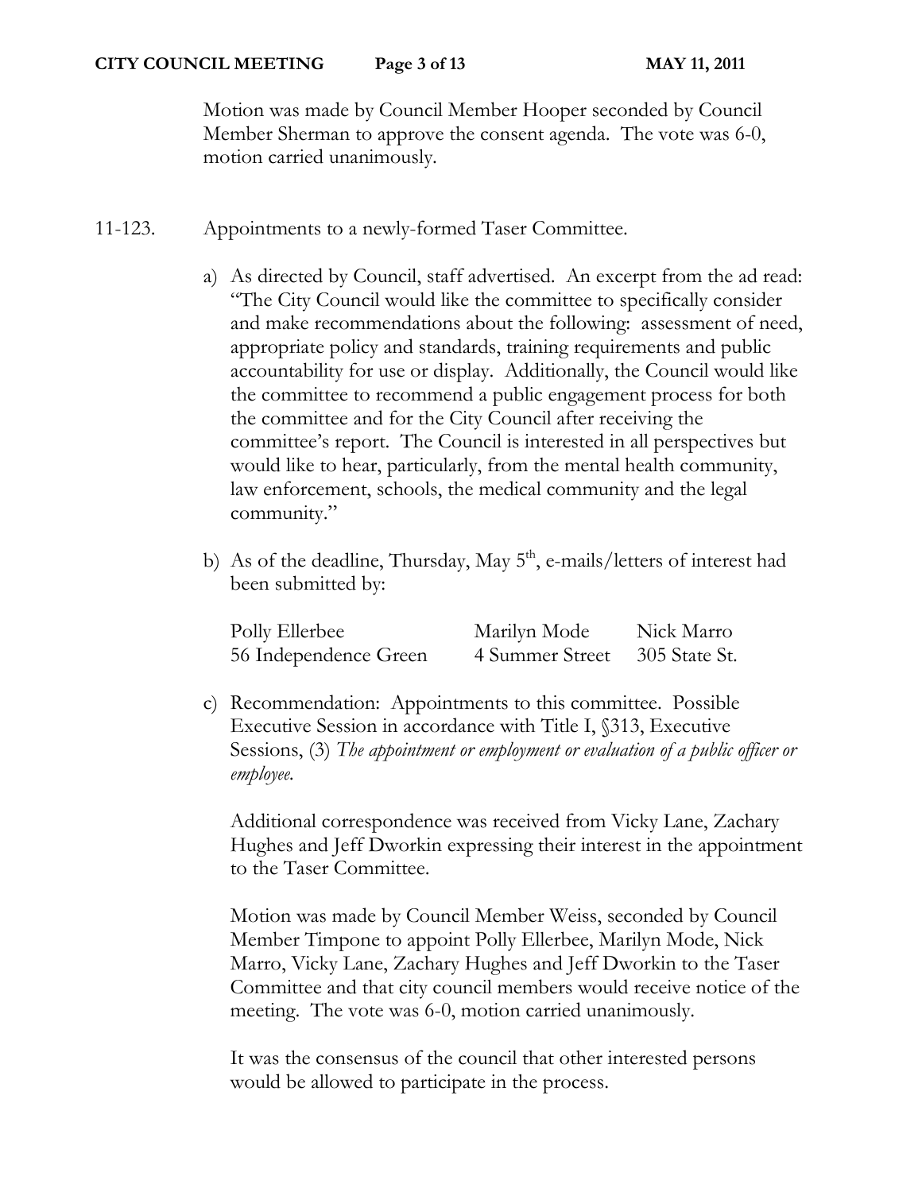Motion was made by Council Member Hooper seconded by Council Member Sherman to approve the consent agenda. The vote was 6-0, motion carried unanimously.

11-123. Appointments to a newly-formed Taser Committee.

a) As directed by Council, staff advertised. An excerpt from the ad read: "The City Council would like the committee to specifically consider and make recommendations about the following: assessment of need, appropriate policy and standards, training requirements and public accountability for use or display. Additionally, the Council would like the committee to recommend a public engagement process for both the committee and for the City Council after receiving the committee's report. The Council is interested in all perspectives but would like to hear, particularly, from the mental health community, law enforcement, schools, the medical community and the legal community."

b) As of the deadline, Thursday, May 5th, e-mails/letters of interest had been submitted by:

| Polly Ellerbee | Marilyn Mode | Nick Marro |
|---|---|---|
| 56 Independence Green | 4 Summer Street | 305 State St. |

c) Recommendation: Appointments to this committee. Possible Executive Session in accordance with Title I, §313, Executive Sessions, (3) *The appointment or employment or evaluation of a public officer or employee.*

Additional correspondence was received from Vicky Lane, Zachary Hughes and Jeff Dworkin expressing their interest in the appointment to the Taser Committee.

Motion was made by Council Member Weiss, seconded by Council Member Timpone to appoint Polly Ellerbee, Marilyn Mode, Nick Marro, Vicky Lane, Zachary Hughes and Jeff Dworkin to the Taser Committee and that city council members would receive notice of the meeting. The vote was 6-0, motion carried unanimously.

It was the consensus of the council that other interested persons would be allowed to participate in the process.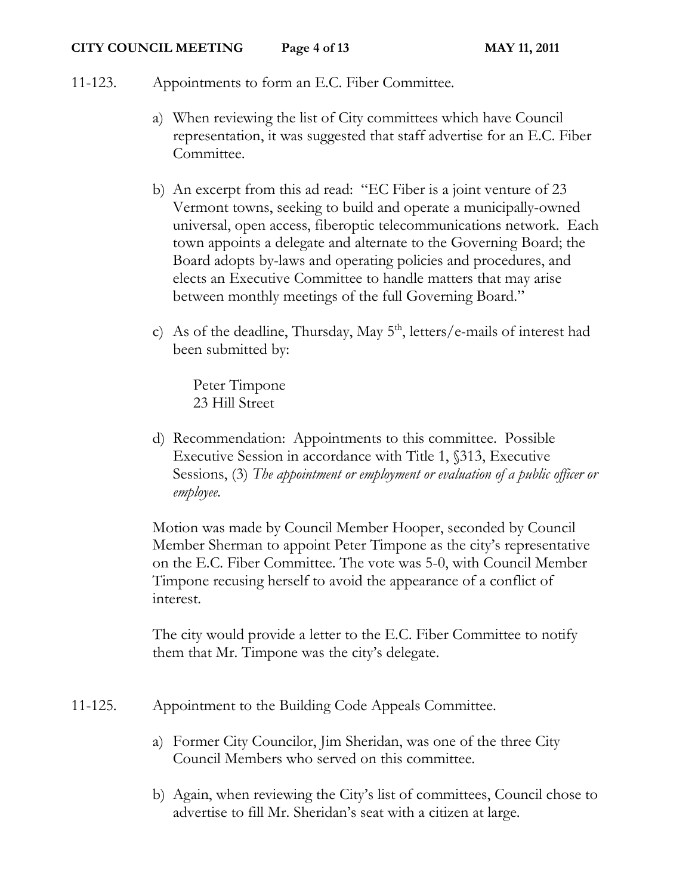11-123. Appointments to form an E.C. Fiber Committee.

a) When reviewing the list of City committees which have Council representation, it was suggested that staff advertise for an E.C. Fiber Committee.

b) An excerpt from this ad read: "EC Fiber is a joint venture of 23 Vermont towns, seeking to build and operate a municipally-owned universal, open access, fiberoptic telecommunications network. Each town appoints a delegate and alternate to the Governing Board; the Board adopts by-laws and operating policies and procedures, and elects an Executive Committee to handle matters that may arise between monthly meetings of the full Governing Board."

c) As of the deadline, Thursday, May 5th, letters/e-mails of interest had been submitted by:

Peter Timpone
23 Hill Street

d) Recommendation: Appointments to this committee. Possible Executive Session in accordance with Title 1, §313, Executive Sessions, (3) *The appointment or employment or evaluation of a public officer or employee.*

Motion was made by Council Member Hooper, seconded by Council Member Sherman to appoint Peter Timpone as the city's representative on the E.C. Fiber Committee. The vote was 5-0, with Council Member Timpone recusing herself to avoid the appearance of a conflict of interest.

The city would provide a letter to the E.C. Fiber Committee to notify them that Mr. Timpone was the city's delegate.

11-125. Appointment to the Building Code Appeals Committee.

a) Former City Councilor, Jim Sheridan, was one of the three City Council Members who served on this committee.

b) Again, when reviewing the City's list of committees, Council chose to advertise to fill Mr. Sheridan's seat with a citizen at large.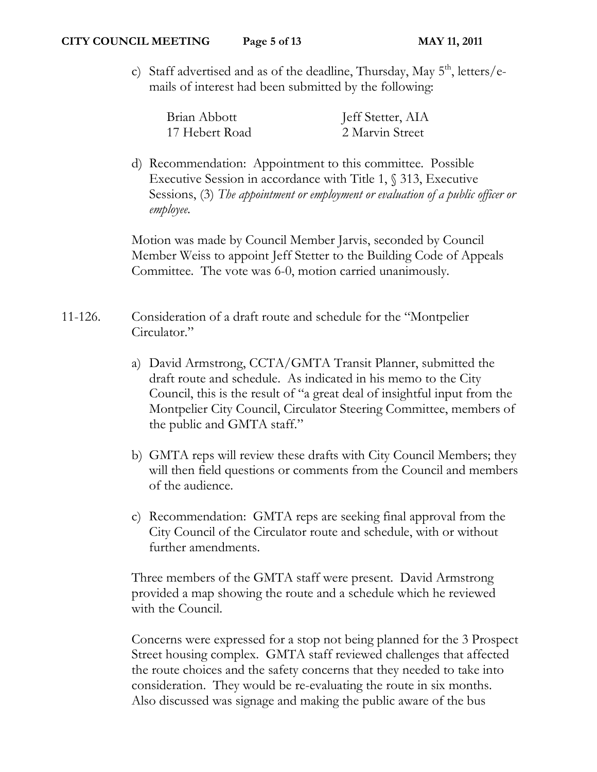c) Staff advertised and as of the deadline, Thursday, May 5th, letters/e-mails of interest had been submitted by the following:

| | |
|---|---|
| Brian Abbott<br>17 Hebert Road | Jeff Stetter, AIA<br>2 Marvin Street |

d) Recommendation: Appointment to this committee. Possible Executive Session in accordance with Title 1, § 313, Executive Sessions, (3) *The appointment or employment or evaluation of a public officer or employee.*

Motion was made by Council Member Jarvis, seconded by Council Member Weiss to appoint Jeff Stetter to the Building Code of Appeals Committee. The vote was 6-0, motion carried unanimously.

11-126. Consideration of a draft route and schedule for the "Montpelier Circulator."

a) David Armstrong, CCTA/GMTA Transit Planner, submitted the draft route and schedule. As indicated in his memo to the City Council, this is the result of "a great deal of insightful input from the Montpelier City Council, Circulator Steering Committee, members of the public and GMTA staff."

b) GMTA reps will review these drafts with City Council Members; they will then field questions or comments from the Council and members of the audience.

c) Recommendation: GMTA reps are seeking final approval from the City Council of the Circulator route and schedule, with or without further amendments.

Three members of the GMTA staff were present. David Armstrong provided a map showing the route and a schedule which he reviewed with the Council.

Concerns were expressed for a stop not being planned for the 3 Prospect Street housing complex. GMTA staff reviewed challenges that affected the route choices and the safety concerns that they needed to take into consideration. They would be re-evaluating the route in six months. Also discussed was signage and making the public aware of the bus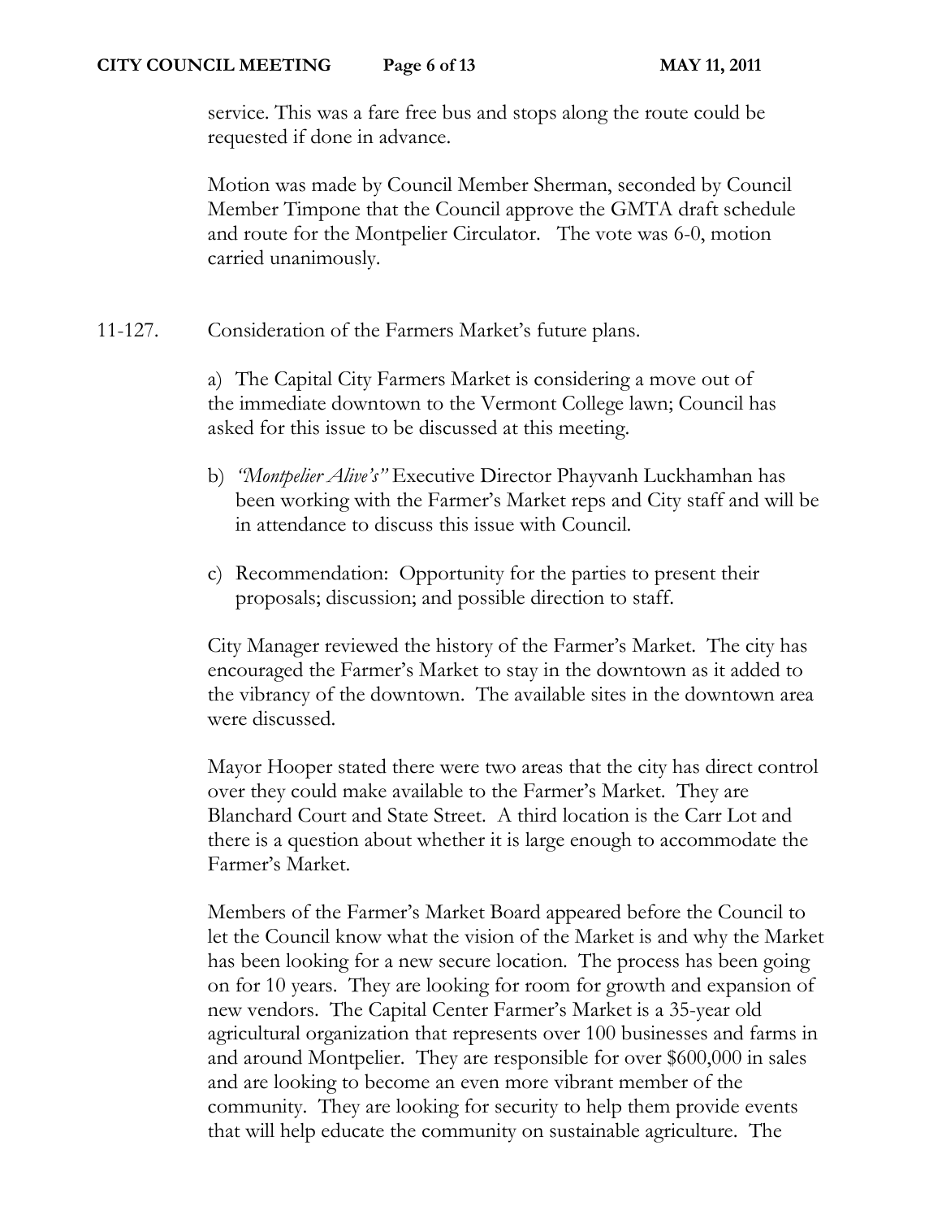service. This was a fare free bus and stops along the route could be requested if done in advance.

Motion was made by Council Member Sherman, seconded by Council Member Timpone that the Council approve the GMTA draft schedule and route for the Montpelier Circulator. The vote was 6-0, motion carried unanimously.

11-127. Consideration of the Farmers Market's future plans.

a) The Capital City Farmers Market is considering a move out of the immediate downtown to the Vermont College lawn; Council has asked for this issue to be discussed at this meeting.

b) *"Montpelier Alive's"* Executive Director Phayvanh Luckhamhan has been working with the Farmer's Market reps and City staff and will be in attendance to discuss this issue with Council.

c) Recommendation: Opportunity for the parties to present their proposals; discussion; and possible direction to staff.

City Manager reviewed the history of the Farmer's Market. The city has encouraged the Farmer's Market to stay in the downtown as it added to the vibrancy of the downtown. The available sites in the downtown area were discussed.

Mayor Hooper stated there were two areas that the city has direct control over they could make available to the Farmer's Market. They are Blanchard Court and State Street. A third location is the Carr Lot and there is a question about whether it is large enough to accommodate the Farmer's Market.

Members of the Farmer's Market Board appeared before the Council to let the Council know what the vision of the Market is and why the Market has been looking for a new secure location. The process has been going on for 10 years. They are looking for room for growth and expansion of new vendors. The Capital Center Farmer's Market is a 35-year old agricultural organization that represents over 100 businesses and farms in and around Montpelier. They are responsible for over $600,000 in sales and are looking to become an even more vibrant member of the community. They are looking for security to help them provide events that will help educate the community on sustainable agriculture. The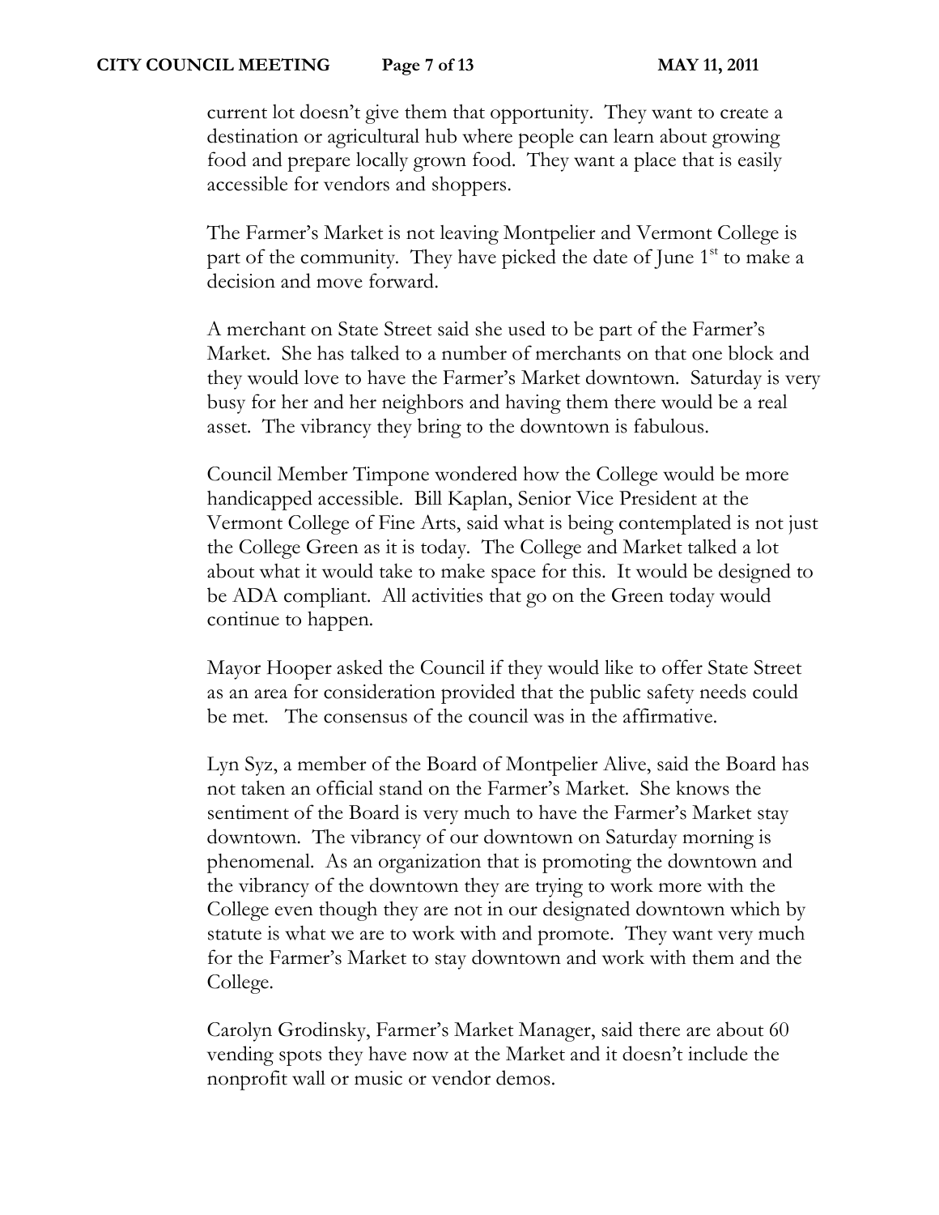current lot doesn't give them that opportunity. They want to create a destination or agricultural hub where people can learn about growing food and prepare locally grown food. They want a place that is easily accessible for vendors and shoppers.

The Farmer's Market is not leaving Montpelier and Vermont College is part of the community. They have picked the date of June 1st to make a decision and move forward.

A merchant on State Street said she used to be part of the Farmer's Market. She has talked to a number of merchants on that one block and they would love to have the Farmer's Market downtown. Saturday is very busy for her and her neighbors and having them there would be a real asset. The vibrancy they bring to the downtown is fabulous.

Council Member Timpone wondered how the College would be more handicapped accessible. Bill Kaplan, Senior Vice President at the Vermont College of Fine Arts, said what is being contemplated is not just the College Green as it is today. The College and Market talked a lot about what it would take to make space for this. It would be designed to be ADA compliant. All activities that go on the Green today would continue to happen.

Mayor Hooper asked the Council if they would like to offer State Street as an area for consideration provided that the public safety needs could be met. The consensus of the council was in the affirmative.

Lyn Syz, a member of the Board of Montpelier Alive, said the Board has not taken an official stand on the Farmer's Market. She knows the sentiment of the Board is very much to have the Farmer's Market stay downtown. The vibrancy of our downtown on Saturday morning is phenomenal. As an organization that is promoting the downtown and the vibrancy of the downtown they are trying to work more with the College even though they are not in our designated downtown which by statute is what we are to work with and promote. They want very much for the Farmer's Market to stay downtown and work with them and the College.

Carolyn Grodinsky, Farmer's Market Manager, said there are about 60 vending spots they have now at the Market and it doesn't include the nonprofit wall or music or vendor demos.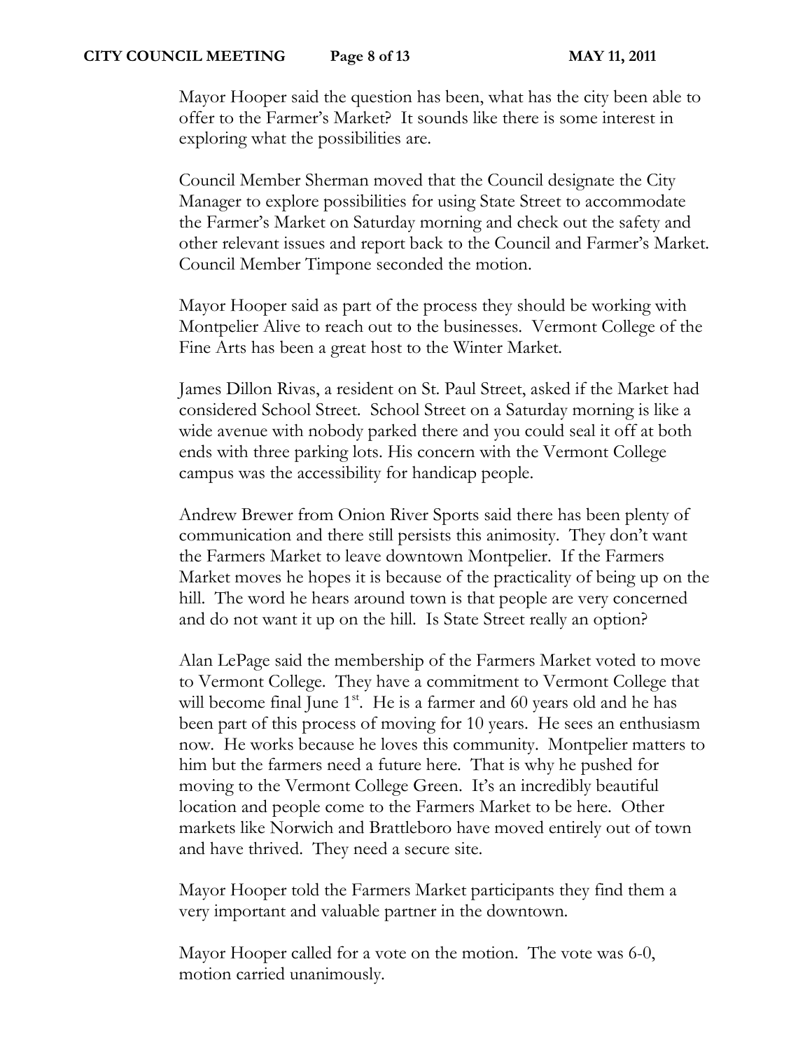Mayor Hooper said the question has been, what has the city been able to offer to the Farmer's Market? It sounds like there is some interest in exploring what the possibilities are.

Council Member Sherman moved that the Council designate the City Manager to explore possibilities for using State Street to accommodate the Farmer's Market on Saturday morning and check out the safety and other relevant issues and report back to the Council and Farmer's Market. Council Member Timpone seconded the motion.

Mayor Hooper said as part of the process they should be working with Montpelier Alive to reach out to the businesses. Vermont College of the Fine Arts has been a great host to the Winter Market.

James Dillon Rivas, a resident on St. Paul Street, asked if the Market had considered School Street. School Street on a Saturday morning is like a wide avenue with nobody parked there and you could seal it off at both ends with three parking lots. His concern with the Vermont College campus was the accessibility for handicap people.

Andrew Brewer from Onion River Sports said there has been plenty of communication and there still persists this animosity. They don't want the Farmers Market to leave downtown Montpelier. If the Farmers Market moves he hopes it is because of the practicality of being up on the hill. The word he hears around town is that people are very concerned and do not want it up on the hill. Is State Street really an option?

Alan LePage said the membership of the Farmers Market voted to move to Vermont College. They have a commitment to Vermont College that will become final June 1st. He is a farmer and 60 years old and he has been part of this process of moving for 10 years. He sees an enthusiasm now. He works because he loves this community. Montpelier matters to him but the farmers need a future here. That is why he pushed for moving to the Vermont College Green. It's an incredibly beautiful location and people come to the Farmers Market to be here. Other markets like Norwich and Brattleboro have moved entirely out of town and have thrived. They need a secure site.

Mayor Hooper told the Farmers Market participants they find them a very important and valuable partner in the downtown.

Mayor Hooper called for a vote on the motion. The vote was 6-0, motion carried unanimously.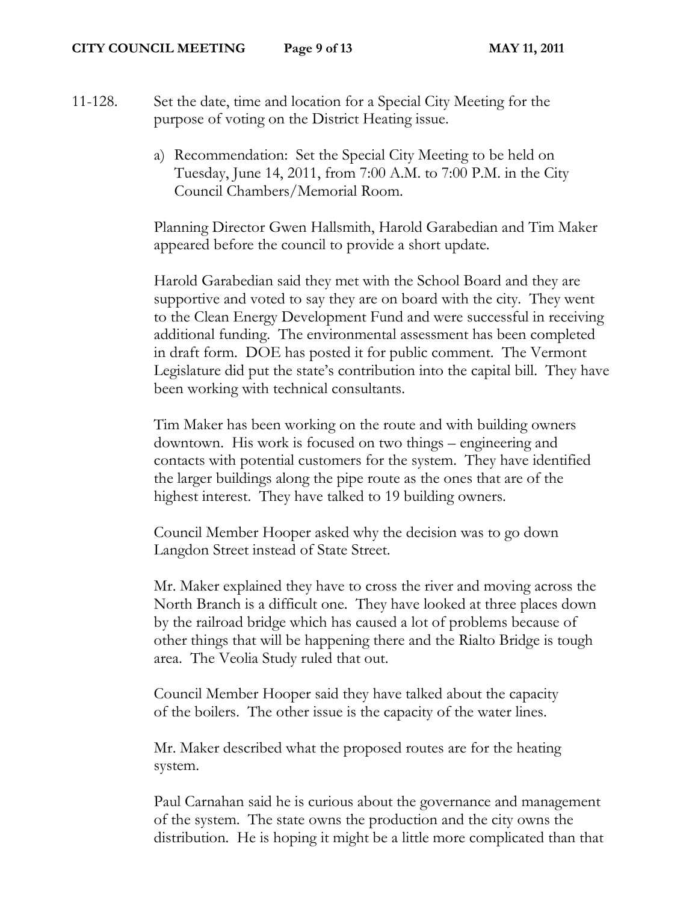11-128. Set the date, time and location for a Special City Meeting for the purpose of voting on the District Heating issue.

a) Recommendation: Set the Special City Meeting to be held on Tuesday, June 14, 2011, from 7:00 A.M. to 7:00 P.M. in the City Council Chambers/Memorial Room.

Planning Director Gwen Hallsmith, Harold Garabedian and Tim Maker appeared before the council to provide a short update.

Harold Garabedian said they met with the School Board and they are supportive and voted to say they are on board with the city. They went to the Clean Energy Development Fund and were successful in receiving additional funding. The environmental assessment has been completed in draft form. DOE has posted it for public comment. The Vermont Legislature did put the state's contribution into the capital bill. They have been working with technical consultants.

Tim Maker has been working on the route and with building owners downtown. His work is focused on two things – engineering and contacts with potential customers for the system. They have identified the larger buildings along the pipe route as the ones that are of the highest interest. They have talked to 19 building owners.

Council Member Hooper asked why the decision was to go down Langdon Street instead of State Street.

Mr. Maker explained they have to cross the river and moving across the North Branch is a difficult one. They have looked at three places down by the railroad bridge which has caused a lot of problems because of other things that will be happening there and the Rialto Bridge is tough area. The Veolia Study ruled that out.

Council Member Hooper said they have talked about the capacity of the boilers. The other issue is the capacity of the water lines.

Mr. Maker described what the proposed routes are for the heating system.

Paul Carnahan said he is curious about the governance and management of the system. The state owns the production and the city owns the distribution. He is hoping it might be a little more complicated than that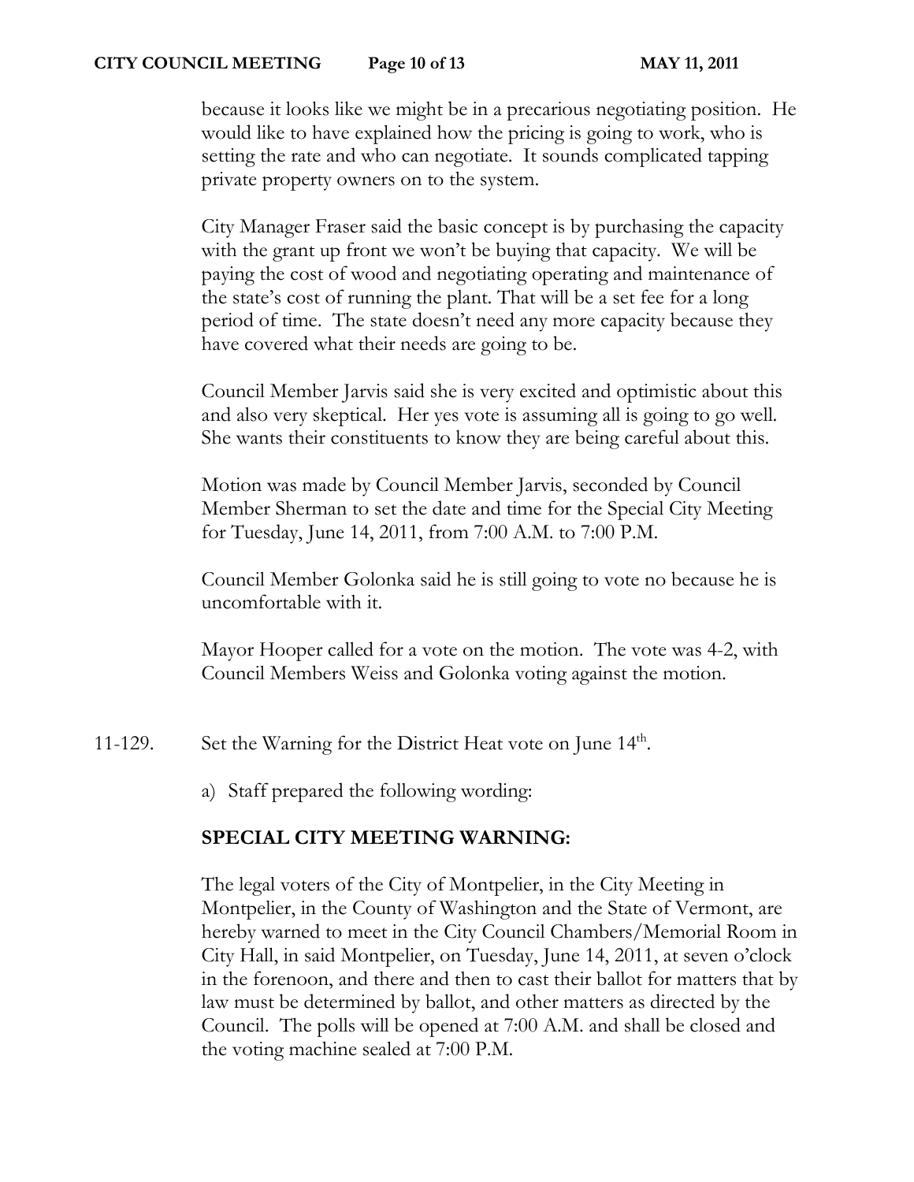because it looks like we might be in a precarious negotiating position. He would like to have explained how the pricing is going to work, who is setting the rate and who can negotiate. It sounds complicated tapping private property owners on to the system.

City Manager Fraser said the basic concept is by purchasing the capacity with the grant up front we won't be buying that capacity. We will be paying the cost of wood and negotiating operating and maintenance of the state's cost of running the plant. That will be a set fee for a long period of time. The state doesn't need any more capacity because they have covered what their needs are going to be.

Council Member Jarvis said she is very excited and optimistic about this and also very skeptical. Her yes vote is assuming all is going to go well. She wants their constituents to know they are being careful about this.

Motion was made by Council Member Jarvis, seconded by Council Member Sherman to set the date and time for the Special City Meeting for Tuesday, June 14, 2011, from 7:00 A.M. to 7:00 P.M.

Council Member Golonka said he is still going to vote no because he is uncomfortable with it.

Mayor Hooper called for a vote on the motion. The vote was 4-2, with Council Members Weiss and Golonka voting against the motion.

11-129. Set the Warning for the District Heat vote on June 14th.

a) Staff prepared the following wording:

**SPECIAL CITY MEETING WARNING:**

The legal voters of the City of Montpelier, in the City Meeting in Montpelier, in the County of Washington and the State of Vermont, are hereby warned to meet in the City Council Chambers/Memorial Room in City Hall, in said Montpelier, on Tuesday, June 14, 2011, at seven o'clock in the forenoon, and there and then to cast their ballot for matters that by law must be determined by ballot, and other matters as directed by the Council. The polls will be opened at 7:00 A.M. and shall be closed and the voting machine sealed at 7:00 P.M.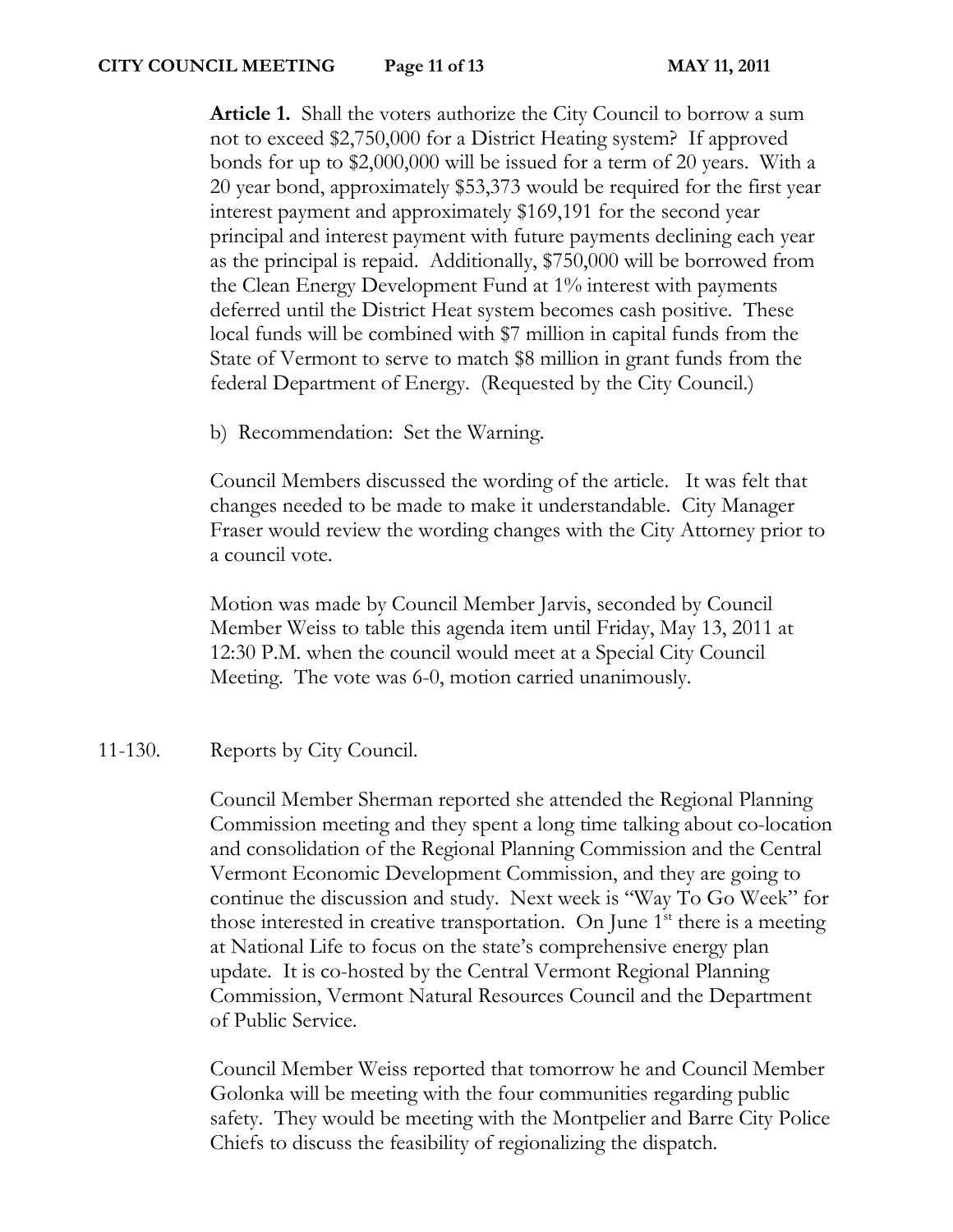**Article 1.** Shall the voters authorize the City Council to borrow a sum not to exceed $2,750,000 for a District Heating system? If approved bonds for up to $2,000,000 will be issued for a term of 20 years. With a 20 year bond, approximately $53,373 would be required for the first year interest payment and approximately $169,191 for the second year principal and interest payment with future payments declining each year as the principal is repaid. Additionally, $750,000 will be borrowed from the Clean Energy Development Fund at 1% interest with payments deferred until the District Heat system becomes cash positive. These local funds will be combined with $7 million in capital funds from the State of Vermont to serve to match $8 million in grant funds from the federal Department of Energy. (Requested by the City Council.)

b) Recommendation: Set the Warning.

Council Members discussed the wording of the article. It was felt that changes needed to be made to make it understandable. City Manager Fraser would review the wording changes with the City Attorney prior to a council vote.

Motion was made by Council Member Jarvis, seconded by Council Member Weiss to table this agenda item until Friday, May 13, 2011 at 12:30 P.M. when the council would meet at a Special City Council Meeting. The vote was 6-0, motion carried unanimously.

11-130. Reports by City Council.

Council Member Sherman reported she attended the Regional Planning Commission meeting and they spent a long time talking about co-location and consolidation of the Regional Planning Commission and the Central Vermont Economic Development Commission, and they are going to continue the discussion and study. Next week is "Way To Go Week" for those interested in creative transportation. On June 1st there is a meeting at National Life to focus on the state's comprehensive energy plan update. It is co-hosted by the Central Vermont Regional Planning Commission, Vermont Natural Resources Council and the Department of Public Service.

Council Member Weiss reported that tomorrow he and Council Member Golonka will be meeting with the four communities regarding public safety. They would be meeting with the Montpelier and Barre City Police Chiefs to discuss the feasibility of regionalizing the dispatch.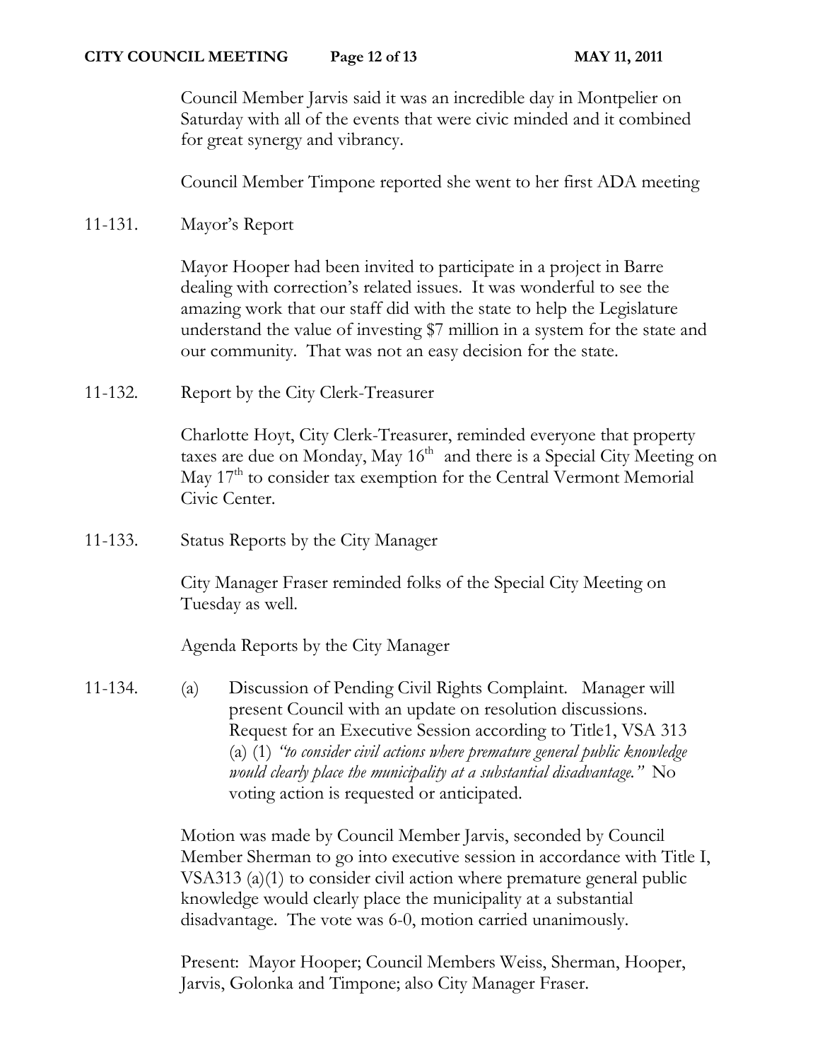Council Member Jarvis said it was an incredible day in Montpelier on Saturday with all of the events that were civic minded and it combined for great synergy and vibrancy.

Council Member Timpone reported she went to her first ADA meeting

11-131. Mayor's Report

Mayor Hooper had been invited to participate in a project in Barre dealing with correction's related issues. It was wonderful to see the amazing work that our staff did with the state to help the Legislature understand the value of investing $7 million in a system for the state and our community. That was not an easy decision for the state.

11-132. Report by the City Clerk-Treasurer

Charlotte Hoyt, City Clerk-Treasurer, reminded everyone that property taxes are due on Monday, May 16th and there is a Special City Meeting on May 17th to consider tax exemption for the Central Vermont Memorial Civic Center.

11-133. Status Reports by the City Manager

City Manager Fraser reminded folks of the Special City Meeting on Tuesday as well.

Agenda Reports by the City Manager

11-134. (a) Discussion of Pending Civil Rights Complaint. Manager will present Council with an update on resolution discussions. Request for an Executive Session according to Title1, VSA 313 (a) (1) *"to consider civil actions where premature general public knowledge would clearly place the municipality at a substantial disadvantage."* No voting action is requested or anticipated.

Motion was made by Council Member Jarvis, seconded by Council Member Sherman to go into executive session in accordance with Title I, VSA313 (a)(1) to consider civil action where premature general public knowledge would clearly place the municipality at a substantial disadvantage. The vote was 6-0, motion carried unanimously.

Present: Mayor Hooper; Council Members Weiss, Sherman, Hooper, Jarvis, Golonka and Timpone; also City Manager Fraser.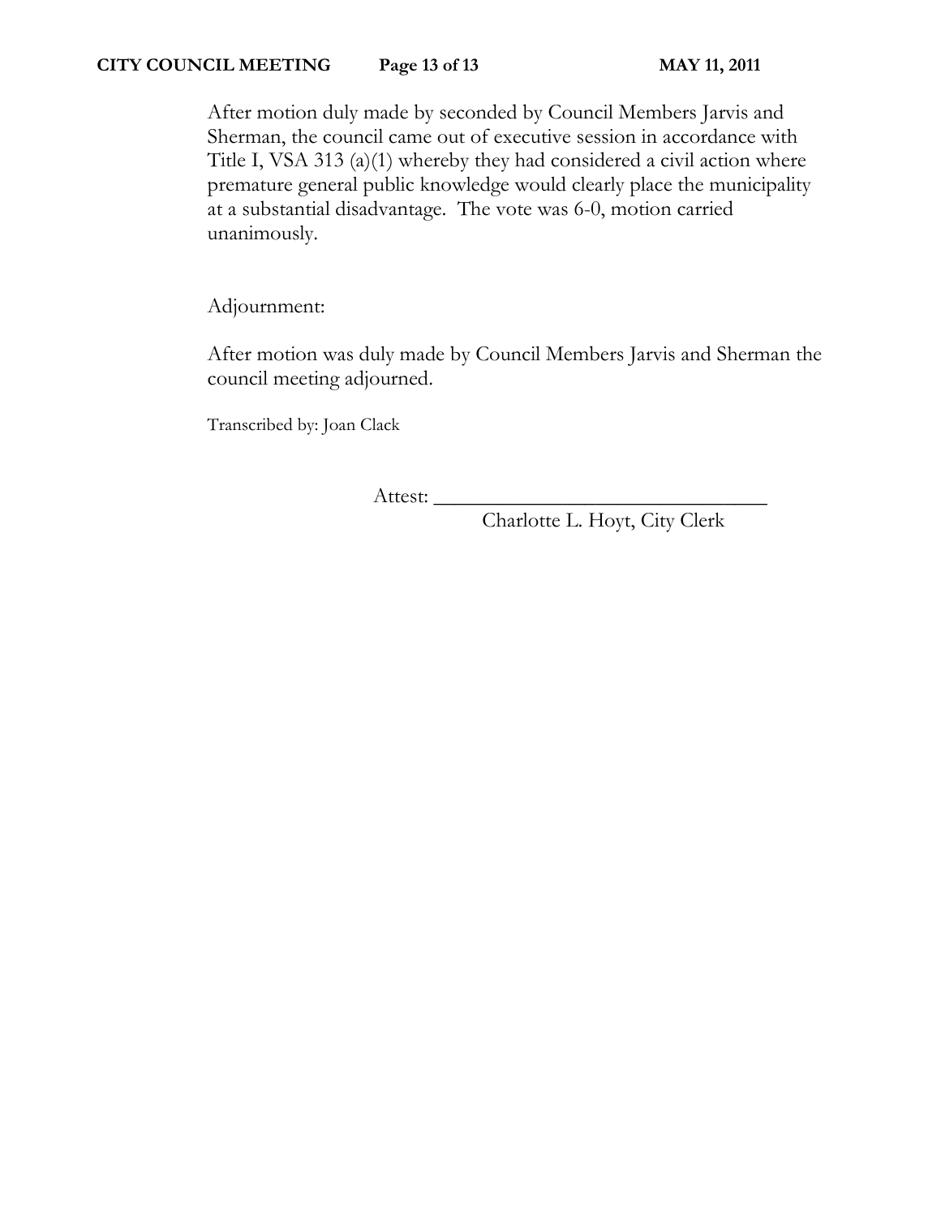After motion duly made by seconded by Council Members Jarvis and Sherman, the council came out of executive session in accordance with Title I, VSA 313 (a)(1) whereby they had considered a civil action where premature general public knowledge would clearly place the municipality at a substantial disadvantage. The vote was 6-0, motion carried unanimously.

Adjournment:

After motion was duly made by Council Members Jarvis and Sherman the council meeting adjourned.

Transcribed by: Joan Clack

Attest: ________________________________

Charlotte L. Hoyt, City Clerk